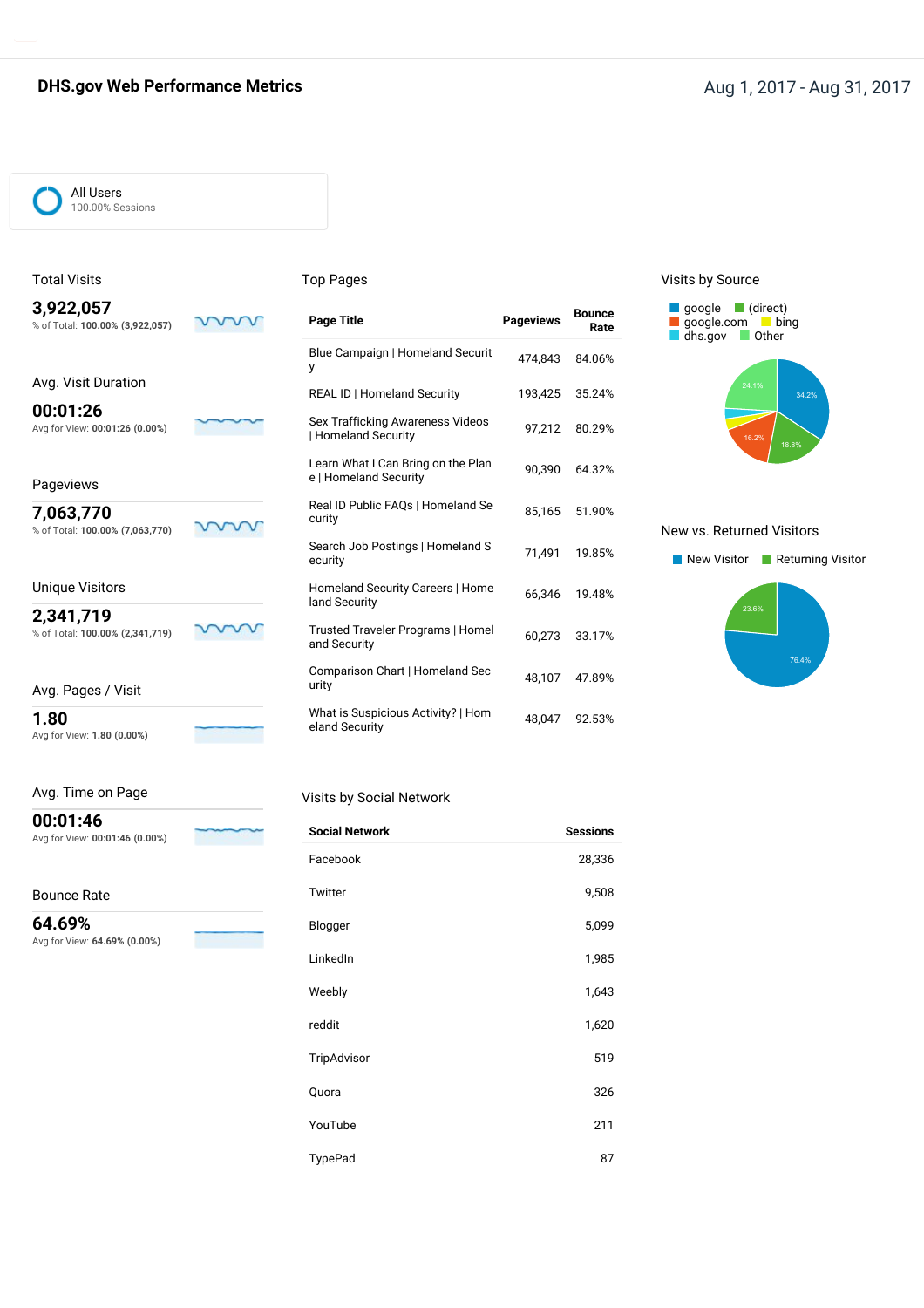# DHS.gov Web Performance Metrics

Aug 1, 2017 - Aug 31, 2017

All Users
100.00% Sessions

## Total Visits

**3,922,057**
% of Total: **100.00% (3,922,057)**

## Avg. Visit Duration

**00:01:26**
Avg for View: **00:01:26 (0.00%)**

## Pageviews

**7,063,770**
% of Total: **100.00% (7,063,770)**

## Unique Visitors

**2,341,719**
% of Total: **100.00% (2,341,719)**

## Avg. Pages / Visit

**1.80**
Avg for View: **1.80 (0.00%)**

## Avg. Time on Page

**00:01:46**
Avg for View: **00:01:46 (0.00%)**

## Bounce Rate

**64.69%**
Avg for View: **64.69% (0.00%)**

## Top Pages

| Page Title | Pageviews | Bounce Rate |
|---|---|---|
| Blue Campaign \| Homeland Security | 474,843 | 84.06% |
| REAL ID \| Homeland Security | 193,425 | 35.24% |
| Sex Trafficking Awareness Videos \| Homeland Security | 97,212 | 80.29% |
| Learn What I Can Bring on the Plane \| Homeland Security | 90,390 | 64.32% |
| Real ID Public FAQs \| Homeland Security | 85,165 | 51.90% |
| Search Job Postings \| Homeland Security | 71,491 | 19.85% |
| Homeland Security Careers \| Homeland Security | 66,346 | 19.48% |
| Trusted Traveler Programs \| Homeland Security | 60,273 | 33.17% |
| Comparison Chart \| Homeland Security | 48,107 | 47.89% |
| What is Suspicious Activity? \| Homeland Security | 48,047 | 92.53% |

## Visits by Social Network

| Social Network | Sessions |
|---|---|
| Facebook | 28,336 |
| Twitter | 9,508 |
| Blogger | 5,099 |
| LinkedIn | 1,985 |
| Weebly | 1,643 |
| reddit | 1,620 |
| TripAdvisor | 519 |
| Quora | 326 |
| YouTube | 211 |
| TypePad | 87 |

## Visits by Source

google, (direct), google.com, bing, dhs.gov, Other

34.2%, 18.8%, 16.2%, 24.1%

## New vs. Returned Visitors

New Visitor, Returning Visitor

76.4%, 23.6%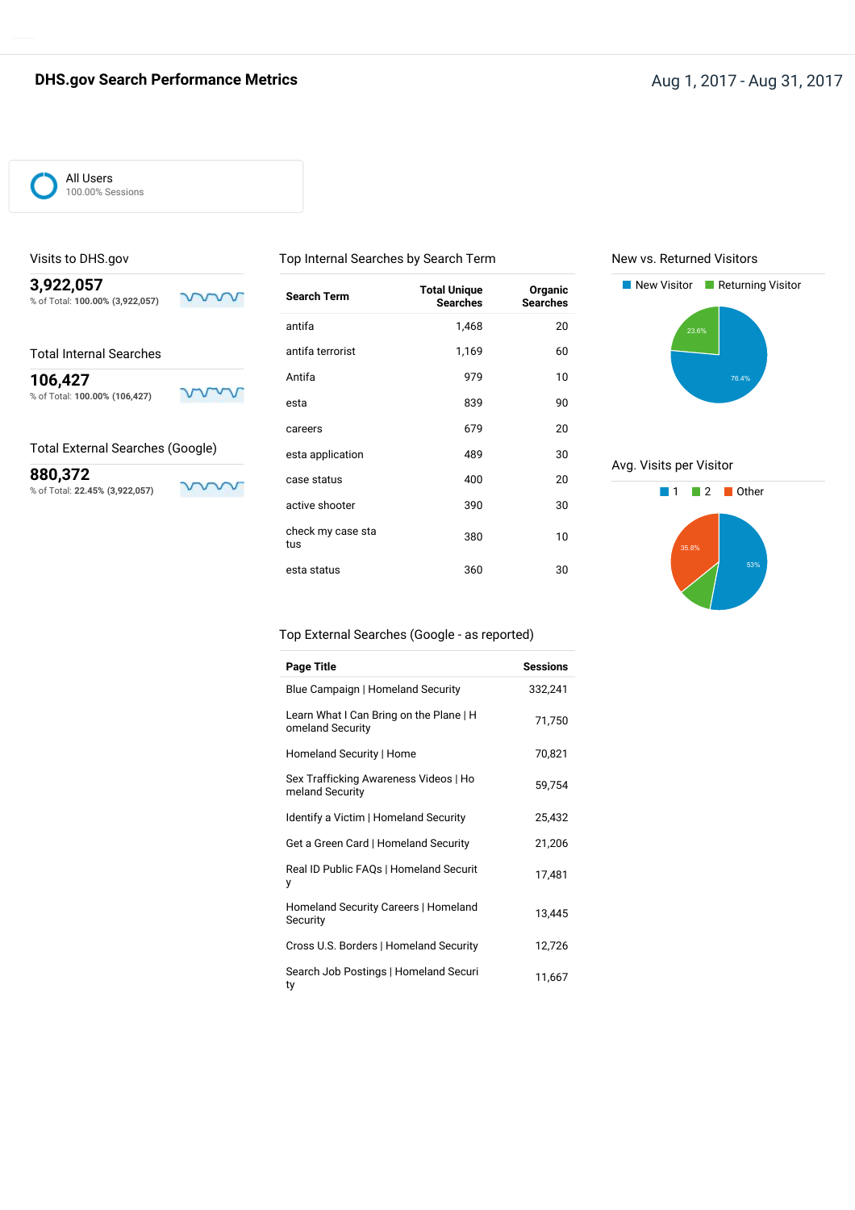# DHS.gov Search Performance Metrics

Aug 1, 2017 - Aug 31, 2017

All Users
100.00% Sessions

## Visits to DHS.gov

**3,922,057**
% of Total: **100.00% (3,922,057)**

## Total Internal Searches

**106,427**
% of Total: **100.00% (106,427)**

## Total External Searches (Google)

**880,372**
% of Total: **22.45% (3,922,057)**

## Top Internal Searches by Search Term

| Search Term | Total Unique Searches | Organic Searches |
|---|---|---|
| antifa | 1,468 | 20 |
| antifa terrorist | 1,169 | 60 |
| Antifa | 979 | 10 |
| esta | 839 | 90 |
| careers | 679 | 20 |
| esta application | 489 | 30 |
| case status | 400 | 20 |
| active shooter | 390 | 30 |
| check my case status | 380 | 10 |
| esta status | 360 | 30 |

## Top External Searches (Google - as reported)

| Page Title | Sessions |
|---|---|
| Blue Campaign \| Homeland Security | 332,241 |
| Learn What I Can Bring on the Plane \| Homeland Security | 71,750 |
| Homeland Security \| Home | 70,821 |
| Sex Trafficking Awareness Videos \| Homeland Security | 59,754 |
| Identify a Victim \| Homeland Security | 25,432 |
| Get a Green Card \| Homeland Security | 21,206 |
| Real ID Public FAQs \| Homeland Security | 17,481 |
| Homeland Security Careers \| Homeland Security | 13,445 |
| Cross U.S. Borders \| Homeland Security | 12,726 |
| Search Job Postings \| Homeland Security | 11,667 |

## New vs. Returned Visitors

New Visitor: 76.4%
Returning Visitor: 23.6%

## Avg. Visits per Visitor

1: 53%
2
Other: 35.8%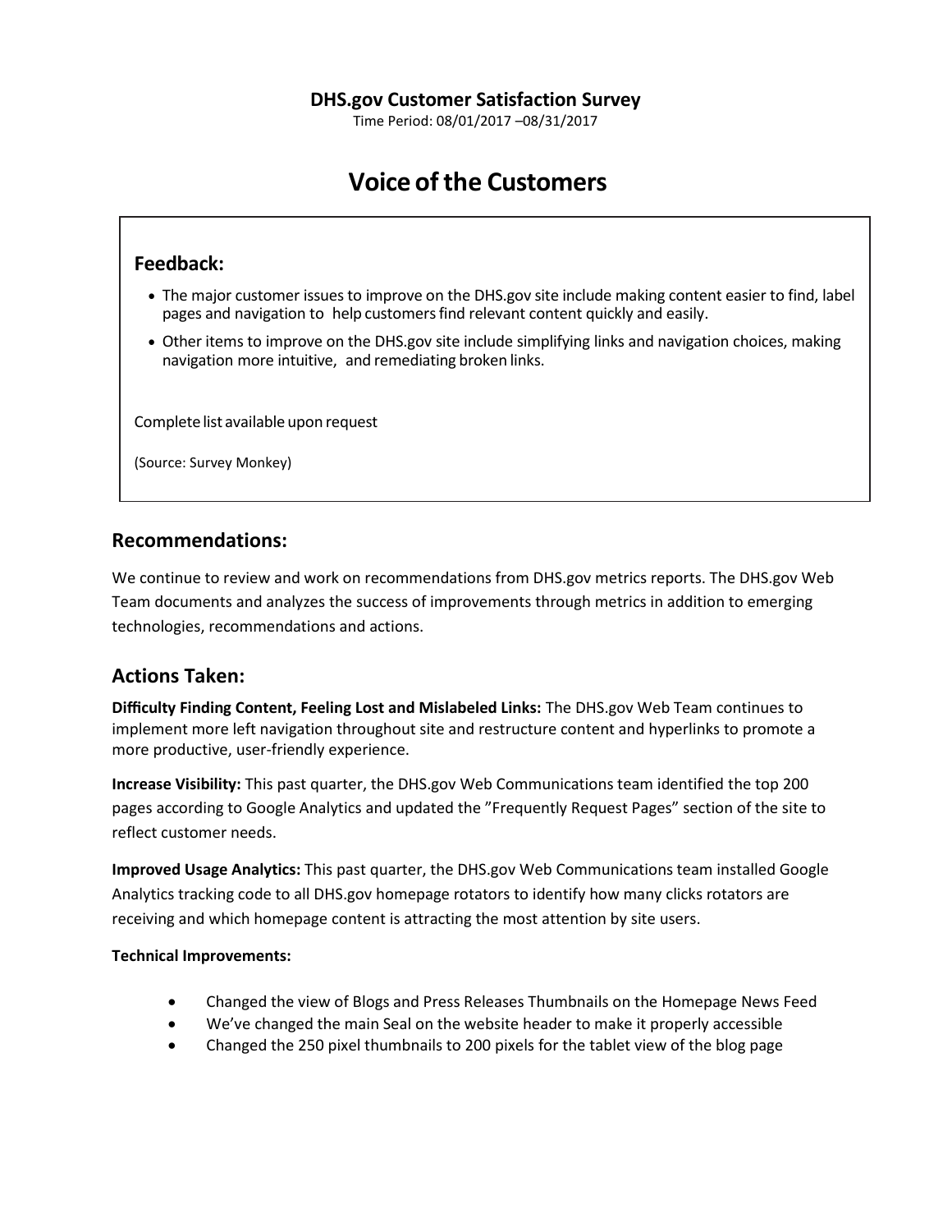**DHS.gov Customer Satisfaction Survey**

Time Period: 08/01/2017 –08/31/2017

# Voice of the Customers

## Feedback:

- The major customer issues to improve on the DHS.gov site include making content easier to find, label pages and navigation to help customers find relevant content quickly and easily.
- Other items to improve on the DHS.gov site include simplifying links and navigation choices, making navigation more intuitive, and remediating broken links.

Complete list available upon request

(Source: Survey Monkey)

## Recommendations:

We continue to review and work on recommendations from DHS.gov metrics reports. The DHS.gov Web Team documents and analyzes the success of improvements through metrics in addition to emerging technologies, recommendations and actions.

## Actions Taken:

**Difficulty Finding Content, Feeling Lost and Mislabeled Links:** The DHS.gov Web Team continues to implement more left navigation throughout site and restructure content and hyperlinks to promote a more productive, user-friendly experience.

**Increase Visibility:** This past quarter, the DHS.gov Web Communications team identified the top 200 pages according to Google Analytics and updated the ”Frequently Request Pages” section of the site to reflect customer needs.

**Improved Usage Analytics:** This past quarter, the DHS.gov Web Communications team installed Google Analytics tracking code to all DHS.gov homepage rotators to identify how many clicks rotators are receiving and which homepage content is attracting the most attention by site users.

**Technical Improvements:**

- Changed the view of Blogs and Press Releases Thumbnails on the Homepage News Feed
- We’ve changed the main Seal on the website header to make it properly accessible
- Changed the 250 pixel thumbnails to 200 pixels for the tablet view of the blog page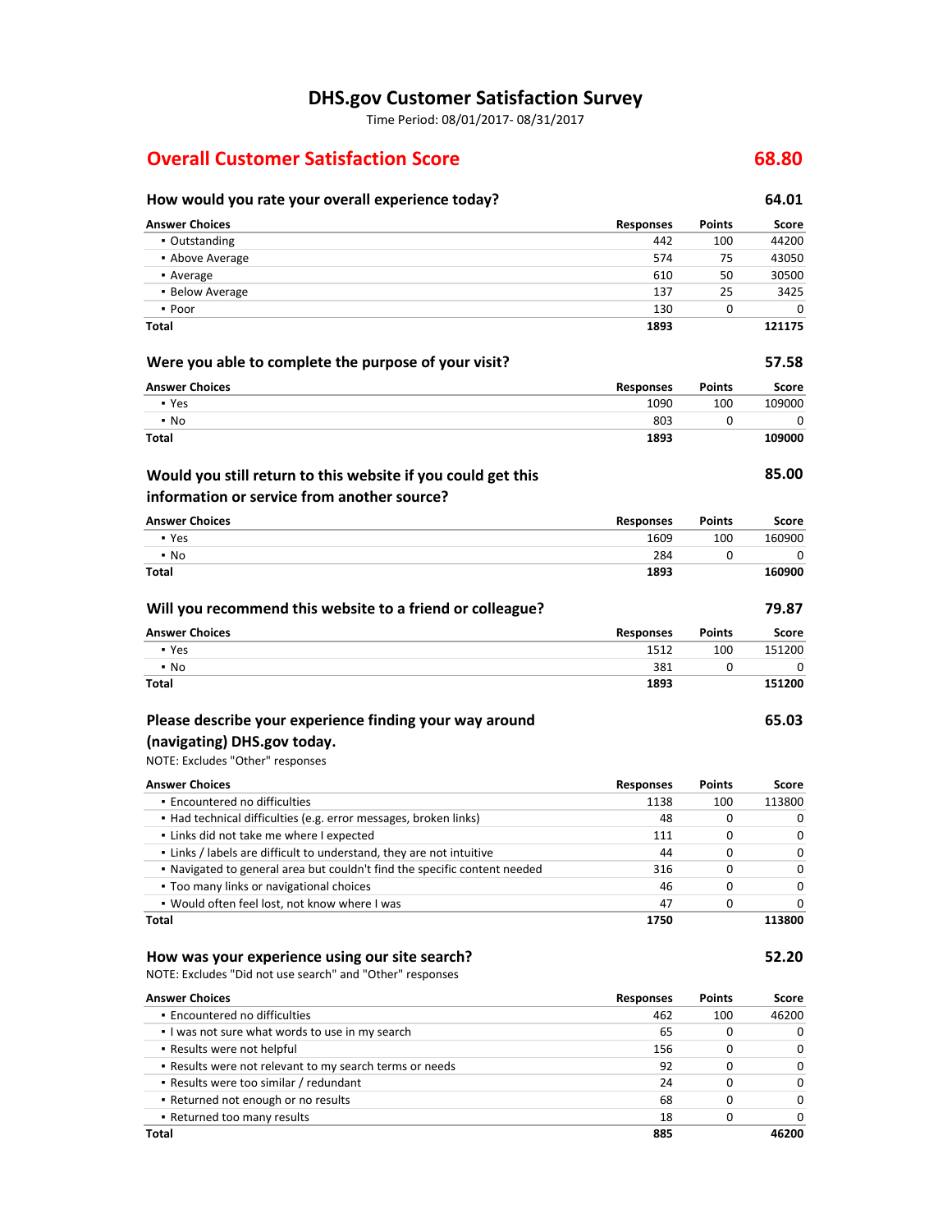# DHS.gov Customer Satisfaction Survey

Time Period: 08/01/2017- 08/31/2017

## Overall Customer Satisfaction Score 68.80

### How would you rate your overall experience today? 64.01

| Answer Choices | Responses | Points | Score |
|---|---|---|---|
| ▪ Outstanding | 442 | 100 | 44200 |
| ▪ Above Average | 574 | 75 | 43050 |
| ▪ Average | 610 | 50 | 30500 |
| ▪ Below Average | 137 | 25 | 3425 |
| ▪ Poor | 130 | 0 | 0 |
| **Total** | **1893** | | **121175** |

### Were you able to complete the purpose of your visit? 57.58

| Answer Choices | Responses | Points | Score |
|---|---|---|---|
| ▪ Yes | 1090 | 100 | 109000 |
| ▪ No | 803 | 0 | 0 |
| **Total** | **1893** | | **109000** |

### Would you still return to this website if you could get this information or service from another source? 85.00

| Answer Choices | Responses | Points | Score |
|---|---|---|---|
| ▪ Yes | 1609 | 100 | 160900 |
| ▪ No | 284 | 0 | 0 |
| **Total** | **1893** | | **160900** |

### Will you recommend this website to a friend or colleague? 79.87

| Answer Choices | Responses | Points | Score |
|---|---|---|---|
| ▪ Yes | 1512 | 100 | 151200 |
| ▪ No | 381 | 0 | 0 |
| **Total** | **1893** | | **151200** |

### Please describe your experience finding your way around (navigating) DHS.gov today. 65.03

NOTE: Excludes "Other" responses

| Answer Choices | Responses | Points | Score |
|---|---|---|---|
| ▪ Encountered no difficulties | 1138 | 100 | 113800 |
| ▪ Had technical difficulties (e.g. error messages, broken links) | 48 | 0 | 0 |
| ▪ Links did not take me where I expected | 111 | 0 | 0 |
| ▪ Links / labels are difficult to understand, they are not intuitive | 44 | 0 | 0 |
| ▪ Navigated to general area but couldn't find the specific content needed | 316 | 0 | 0 |
| ▪ Too many links or navigational choices | 46 | 0 | 0 |
| ▪ Would often feel lost, not know where I was | 47 | 0 | 0 |
| **Total** | **1750** | | **113800** |

### How was your experience using our site search? 52.20

NOTE: Excludes "Did not use search" and "Other" responses

| Answer Choices | Responses | Points | Score |
|---|---|---|---|
| ▪ Encountered no difficulties | 462 | 100 | 46200 |
| ▪ I was not sure what words to use in my search | 65 | 0 | 0 |
| ▪ Results were not helpful | 156 | 0 | 0 |
| ▪ Results were not relevant to my search terms or needs | 92 | 0 | 0 |
| ▪ Results were too similar / redundant | 24 | 0 | 0 |
| ▪ Returned not enough or no results | 68 | 0 | 0 |
| ▪ Returned too many results | 18 | 0 | 0 |
| **Total** | **885** | | **46200** |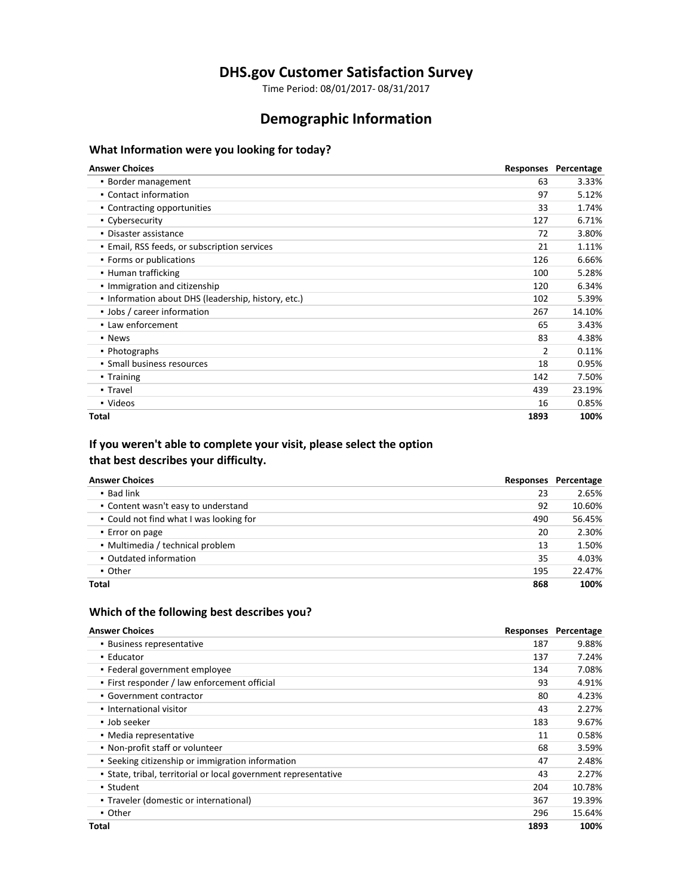# DHS.gov Customer Satisfaction Survey

Time Period: 08/01/2017- 08/31/2017

## Demographic Information

### What Information were you looking for today?

| Answer Choices | Responses | Percentage |
| --- | --- | --- |
| ▪ Border management | 63 | 3.33% |
| ▪ Contact information | 97 | 5.12% |
| ▪ Contracting opportunities | 33 | 1.74% |
| ▪ Cybersecurity | 127 | 6.71% |
| ▪ Disaster assistance | 72 | 3.80% |
| ▪ Email, RSS feeds, or subscription services | 21 | 1.11% |
| ▪ Forms or publications | 126 | 6.66% |
| ▪ Human trafficking | 100 | 5.28% |
| ▪ Immigration and citizenship | 120 | 6.34% |
| ▪ Information about DHS (leadership, history, etc.) | 102 | 5.39% |
| ▪ Jobs / career information | 267 | 14.10% |
| ▪ Law enforcement | 65 | 3.43% |
| ▪ News | 83 | 4.38% |
| ▪ Photographs | 2 | 0.11% |
| ▪ Small business resources | 18 | 0.95% |
| ▪ Training | 142 | 7.50% |
| ▪ Travel | 439 | 23.19% |
| ▪ Videos | 16 | 0.85% |
| **Total** | **1893** | **100%** |

### If you weren't able to complete your visit, please select the option that best describes your difficulty.

| Answer Choices | Responses | Percentage |
| --- | --- | --- |
| ▪ Bad link | 23 | 2.65% |
| ▪ Content wasn't easy to understand | 92 | 10.60% |
| ▪ Could not find what I was looking for | 490 | 56.45% |
| ▪ Error on page | 20 | 2.30% |
| ▪ Multimedia / technical problem | 13 | 1.50% |
| ▪ Outdated information | 35 | 4.03% |
| ▪ Other | 195 | 22.47% |
| **Total** | **868** | **100%** |

### Which of the following best describes you?

| Answer Choices | Responses | Percentage |
| --- | --- | --- |
| ▪ Business representative | 187 | 9.88% |
| ▪ Educator | 137 | 7.24% |
| ▪ Federal government employee | 134 | 7.08% |
| ▪ First responder / law enforcement official | 93 | 4.91% |
| ▪ Government contractor | 80 | 4.23% |
| ▪ International visitor | 43 | 2.27% |
| ▪ Job seeker | 183 | 9.67% |
| ▪ Media representative | 11 | 0.58% |
| ▪ Non-profit staff or volunteer | 68 | 3.59% |
| ▪ Seeking citizenship or immigration information | 47 | 2.48% |
| ▪ State, tribal, territorial or local government representative | 43 | 2.27% |
| ▪ Student | 204 | 10.78% |
| ▪ Traveler (domestic or international) | 367 | 19.39% |
| ▪ Other | 296 | 15.64% |
| **Total** | **1893** | **100%** |